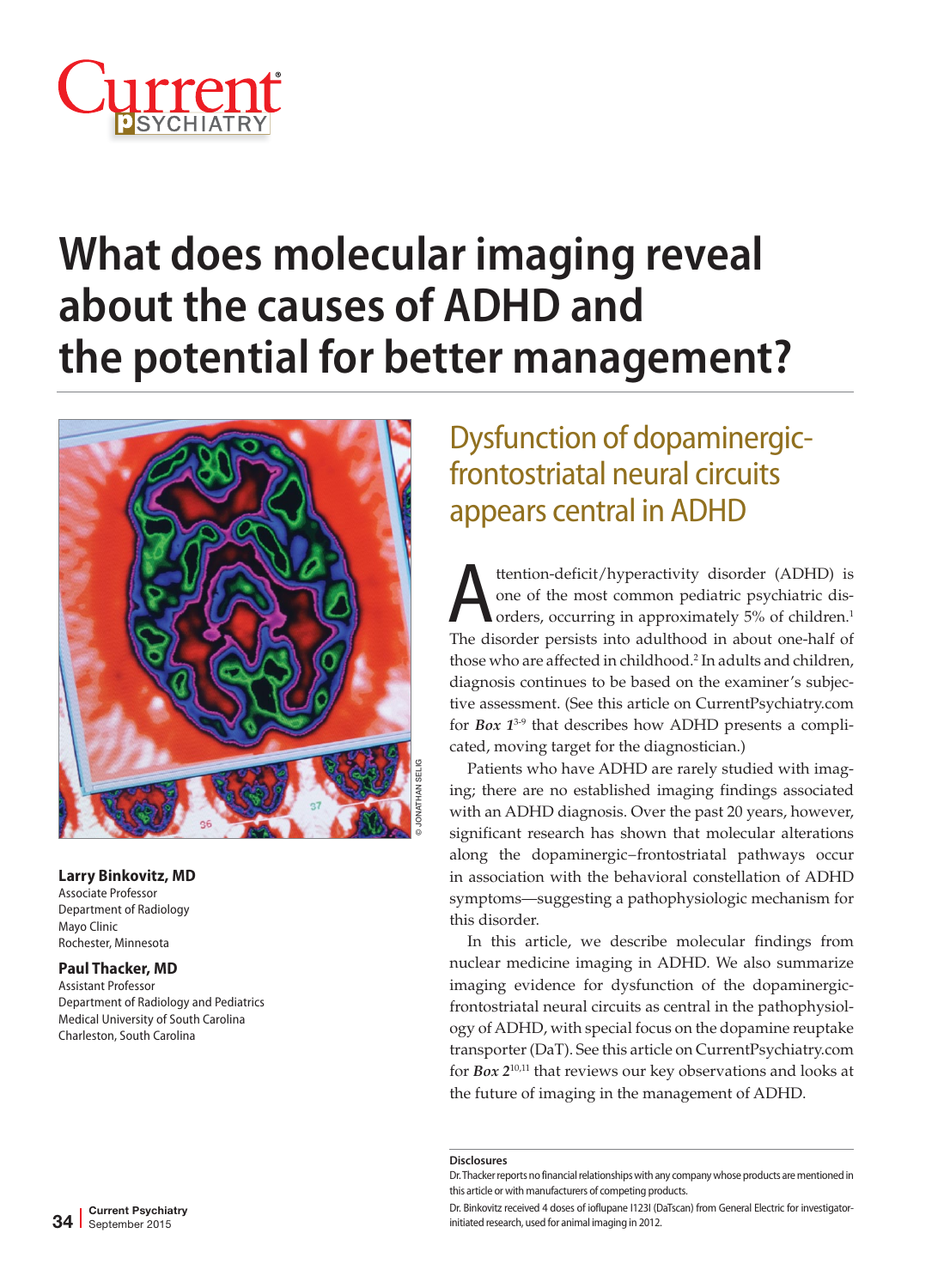# What does molecular imaging reveal about the causes of ADHD and the potential for better management?

## Dysfunction of dopaminergic-frontostriatal neural circuits appears central in ADHD

**Larry Binkovitz, MD**
Associate Professor
Department of Radiology
Mayo Clinic
Rochester, Minnesota

**Paul Thacker, MD**
Assistant Professor
Department of Radiology and Pediatrics
Medical University of South Carolina
Charleston, South Carolina

Attention-deficit/hyperactivity disorder (ADHD) is one of the most common pediatric psychiatric disorders, occurring in approximately 5% of children.[1] The disorder persists into adulthood in about one-half of those who are affected in childhood.[2] In adults and children, diagnosis continues to be based on the examiner's subjective assessment. (See this article on CurrentPsychiatry.com for ***Box 1***[3-9] that describes how ADHD presents a complicated, moving target for the diagnostician.)

Patients who have ADHD are rarely studied with imaging; there are no established imaging findings associated with an ADHD diagnosis. Over the past 20 years, however, significant research has shown that molecular alterations along the dopaminergic–frontostriatal pathways occur in association with the behavioral constellation of ADHD symptoms—suggesting a pathophysiologic mechanism for this disorder.

In this article, we describe molecular findings from nuclear medicine imaging in ADHD. We also summarize imaging evidence for dysfunction of the dopaminergic-frontostriatal neural circuits as central in the pathophysiology of ADHD, with special focus on the dopamine reuptake transporter (DaT). See this article on CurrentPsychiatry.com for ***Box 2***[10,11] that reviews our key observations and looks at the future of imaging in the management of ADHD.

**Disclosures**

Dr. Thacker reports no financial relationships with any company whose products are mentioned in this article or with manufacturers of competing products.

Dr. Binkovitz received 4 doses of ioflupane I123I (DaTscan) from General Electric for investigator-initiated research, used for animal imaging in 2012.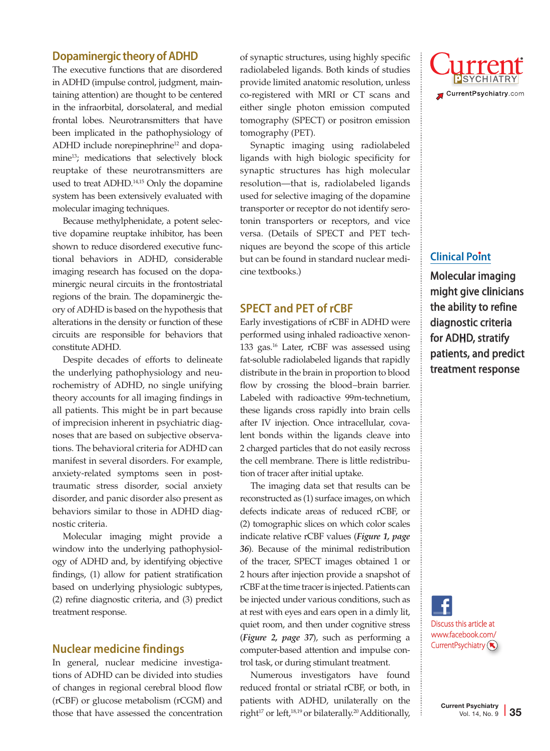## Dopaminergic theory of ADHD

The executive functions that are disordered in ADHD (impulse control, judgment, maintaining attention) are thought to be centered in the infraorbital, dorsolateral, and medial frontal lobes. Neurotransmitters that have been implicated in the pathophysiology of ADHD include norepinephrine[12] and dopamine[13]; medications that selectively block reuptake of these neurotransmitters are used to treat ADHD.[14,15] Only the dopamine system has been extensively evaluated with molecular imaging techniques.

Because methylphenidate, a potent selective dopamine reuptake inhibitor, has been shown to reduce disordered executive functional behaviors in ADHD, considerable imaging research has focused on the dopaminergic neural circuits in the frontostriatal regions of the brain. The dopaminergic theory of ADHD is based on the hypothesis that alterations in the density or function of these circuits are responsible for behaviors that constitute ADHD.

Despite decades of efforts to delineate the underlying pathophysiology and neurochemistry of ADHD, no single unifying theory accounts for all imaging findings in all patients. This might be in part because of imprecision inherent in psychiatric diagnoses that are based on subjective observations. The behavioral criteria for ADHD can manifest in several disorders. For example, anxiety-related symptoms seen in post-traumatic stress disorder, social anxiety disorder, and panic disorder also present as behaviors similar to those in ADHD diagnostic criteria.

Molecular imaging might provide a window into the underlying pathophysiology of ADHD and, by identifying objective findings, (1) allow for patient stratification based on underlying physiologic subtypes, (2) refine diagnostic criteria, and (3) predict treatment response.

## Nuclear medicine findings

In general, nuclear medicine investigations of ADHD can be divided into studies of changes in regional cerebral blood flow (rCBF) or glucose metabolism (rCGM) and those that have assessed the concentration of synaptic structures, using highly specific radiolabeled ligands. Both kinds of studies provide limited anatomic resolution, unless co-registered with MRI or CT scans and either single photon emission computed tomography (SPECT) or positron emission tomography (PET).

Synaptic imaging using radiolabeled ligands with high biologic specificity for synaptic structures has high molecular resolution—that is, radiolabeled ligands used for selective imaging of the dopamine transporter or receptor do not identify serotonin transporters or receptors, and vice versa. (Details of SPECT and PET techniques are beyond the scope of this article but can be found in standard nuclear medicine textbooks.)

## SPECT and PET of rCBF

Early investigations of rCBF in ADHD were performed using inhaled radioactive xenon-133 gas.[16] Later, rCBF was assessed using fat-soluble radiolabeled ligands that rapidly distribute in the brain in proportion to blood flow by crossing the blood–brain barrier. Labeled with radioactive 99m-technetium, these ligands cross rapidly into brain cells after IV injection. Once intracellular, covalent bonds within the ligands cleave into 2 charged particles that do not easily recross the cell membrane. There is little redistribution of tracer after initial uptake.

The imaging data set that results can be reconstructed as (1) surface images, on which defects indicate areas of reduced rCBF, or (2) tomographic slices on which color scales indicate relative rCBF values (***Figure 1, page 36***). Because of the minimal redistribution of the tracer, SPECT images obtained 1 or 2 hours after injection provide a snapshot of rCBF at the time tracer is injected. Patients can be injected under various conditions, such as at rest with eyes and ears open in a dimly lit, quiet room, and then under cognitive stress (***Figure 2, page 37***), such as performing a computer-based attention and impulse control task, or during stimulant treatment.

Numerous investigators have found reduced frontal or striatal rCBF, or both, in patients with ADHD, unilaterally on the right[17] or left,[18,19] or bilaterally.[20] Additionally,

**Clinical Point**

Molecular imaging might give clinicians the ability to refine diagnostic criteria for ADHD, stratify patients, and predict treatment response

Discuss this article at www.facebook.com/CurrentPsychiatry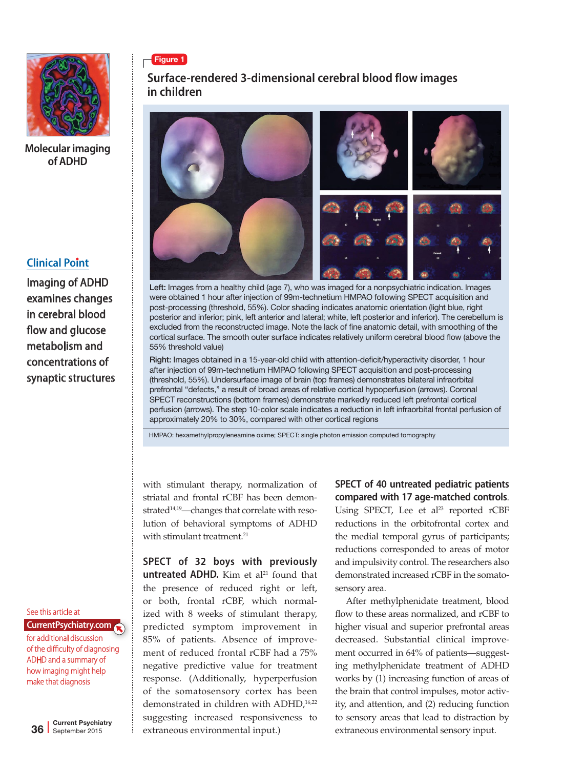Molecular imaging of ADHD

## Figure 1

### Surface-rendered 3-dimensional cerebral blood flow images in children

**Left:** Images from a healthy child (age 7), who was imaged for a nonpsychiatric indication. Images were obtained 1 hour after injection of 99m-technetium HMPAO following SPECT acquisition and post-processing (threshold, 55%). Color shading indicates anatomic orientation (light blue, right posterior and inferior; pink, left anterior and lateral; white, left posterior and inferior). The cerebellum is excluded from the reconstructed image. Note the lack of fine anatomic detail, with smoothing of the cortical surface. The smooth outer surface indicates relatively uniform cerebral blood flow (above the 55% threshold value)

**Right:** Images obtained in a 15-year-old child with attention-deficit/hyperactivity disorder, 1 hour after injection of 99m-technetium HMPAO following SPECT acquisition and post-processing (threshold, 55%). Undersurface image of brain (top frames) demonstrates bilateral infraorbital prefrontal "defects," a result of broad areas of relative cortical hypoperfusion (arrows). Coronal SPECT reconstructions (bottom frames) demonstrate markedly reduced left prefrontal cortical perfusion (arrows). The step 10-color scale indicates a reduction in left infraorbital frontal perfusion of approximately 20% to 30%, compared with other cortical regions

HMPAO: hexamethylpropyleneamine oxime; SPECT: single photon emission computed tomography

**Clinical Point**

Imaging of ADHD examines changes in cerebral blood flow and glucose metabolism and concentrations of synaptic structures

with stimulant therapy, normalization of striatal and frontal rCBF has been demonstrated[14,19]—changes that correlate with resolution of behavioral symptoms of ADHD with stimulant treatment.[21]

**SPECT of 32 boys with previously untreated ADHD.** Kim et al[21] found that the presence of reduced right or left, or both, frontal rCBF, which normalized with 8 weeks of stimulant therapy, predicted symptom improvement in 85% of patients. Absence of improvement of reduced frontal rCBF had a 75% negative predictive value for treatment response. (Additionally, hyperperfusion of the somatosensory cortex has been demonstrated in children with ADHD,[16,22] suggesting increased responsiveness to extraneous environmental input.)

**SPECT of 40 untreated pediatric patients compared with 17 age-matched controls.** Using SPECT, Lee et al[23] reported rCBF reductions in the orbitofrontal cortex and the medial temporal gyrus of participants; reductions corresponded to areas of motor and impulsivity control. The researchers also demonstrated increased rCBF in the somatosensory area.

After methylphenidate treatment, blood flow to these areas normalized, and rCBF to higher visual and superior prefrontal areas decreased. Substantial clinical improvement occurred in 64% of patients—suggesting methylphenidate treatment of ADHD works by (1) increasing function of areas of the brain that control impulses, motor activity, and attention, and (2) reducing function to sensory areas that lead to distraction by extraneous environmental sensory input.

See this article at CurrentPsychiatry.com for additional discussion of the difficulty of diagnosing ADHD and a summary of how imaging might help make that diagnosis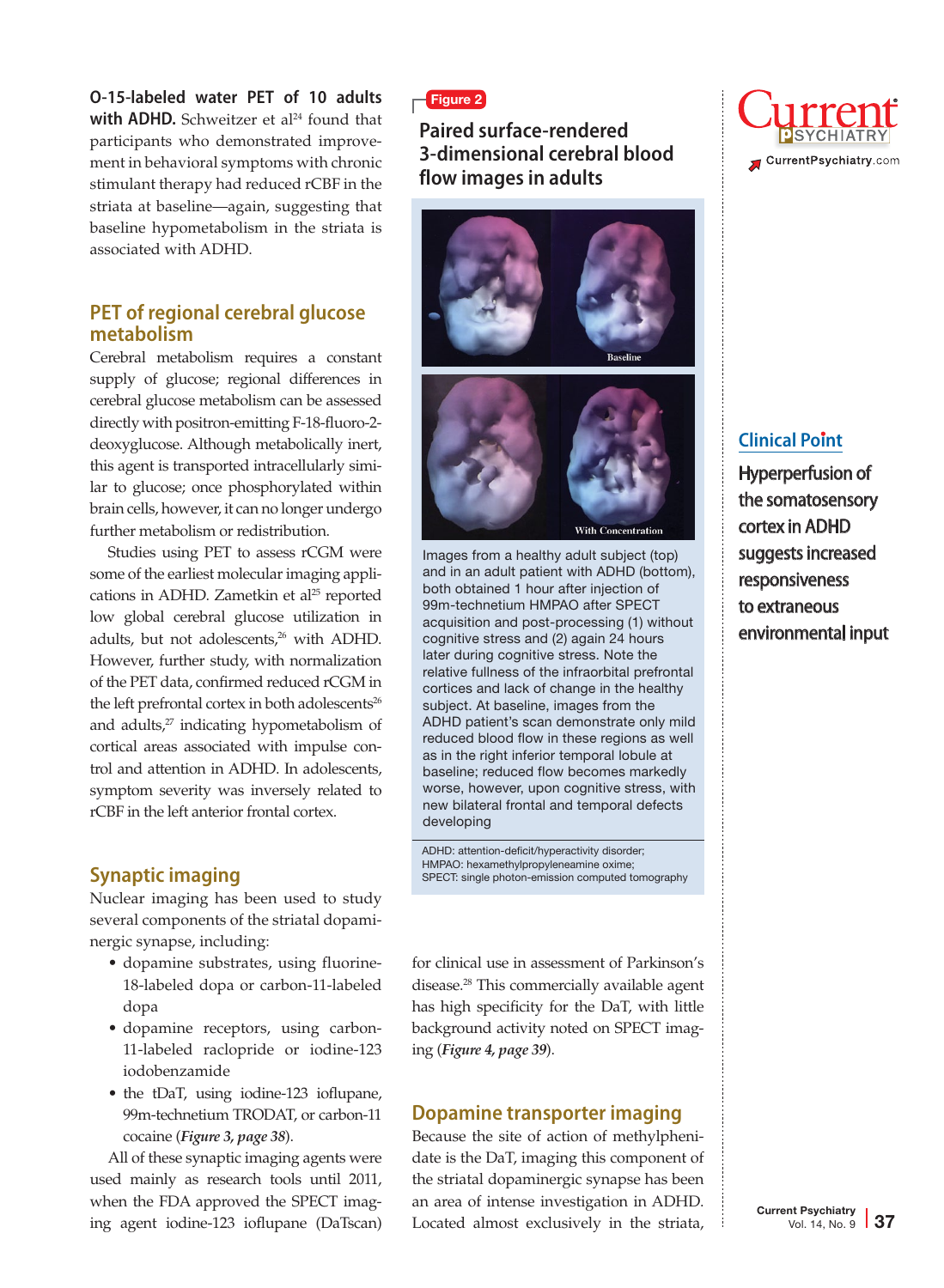**O-15-labeled water PET of 10 adults with ADHD.** Schweitzer et al[24] found that participants who demonstrated improvement in behavioral symptoms with chronic stimulant therapy had reduced rCBF in the striata at baseline—again, suggesting that baseline hypometabolism in the striata is associated with ADHD.

## PET of regional cerebral glucose metabolism

Cerebral metabolism requires a constant supply of glucose; regional differences in cerebral glucose metabolism can be assessed directly with positron-emitting F-18-fluoro-2-deoxyglucose. Although metabolically inert, this agent is transported intracellularly similar to glucose; once phosphorylated within brain cells, however, it can no longer undergo further metabolism or redistribution.

Studies using PET to assess rCGM were some of the earliest molecular imaging applications in ADHD. Zametkin et al[25] reported low global cerebral glucose utilization in adults, but not adolescents,[26] with ADHD. However, further study, with normalization of the PET data, confirmed reduced rCGM in the left prefrontal cortex in both adolescents[26] and adults,[27] indicating hypometabolism of cortical areas associated with impulse control and attention in ADHD. In adolescents, symptom severity was inversely related to rCBF in the left anterior frontal cortex.

## Synaptic imaging

Nuclear imaging has been used to study several components of the striatal dopaminergic synapse, including:

- dopamine substrates, using fluorine-18-labeled dopa or carbon-11-labeled dopa
- dopamine receptors, using carbon-11-labeled raclopride or iodine-123 iodobenzamide
- the tDaT, using iodine-123 ioflupane, 99m-technetium TRODAT, or carbon-11 cocaine (*Figure 3, page 38*).

All of these synaptic imaging agents were used mainly as research tools until 2011, when the FDA approved the SPECT imaging agent iodine-123 ioflupane (DaTscan) for clinical use in assessment of Parkinson's disease.[28] This commercially available agent has high specificity for the DaT, with little background activity noted on SPECT imaging (*Figure 4, page 39*).

## Dopamine transporter imaging

Because the site of action of methylphenidate is the DaT, imaging this component of the striatal dopaminergic synapse has been an area of intense investigation in ADHD. Located almost exclusively in the striata,

**Figure 2**

**Paired surface-rendered 3-dimensional cerebral blood flow images in adults**

Baseline

With Concentration

Images from a healthy adult subject (top) and in an adult patient with ADHD (bottom), both obtained 1 hour after injection of 99m-technetium HMPAO after SPECT acquisition and post-processing (1) without cognitive stress and (2) again 24 hours later during cognitive stress. Note the relative fullness of the infraorbital prefrontal cortices and lack of change in the healthy subject. At baseline, images from the ADHD patient's scan demonstrate only mild reduced blood flow in these regions as well as in the right inferior temporal lobule at baseline; reduced flow becomes markedly worse, however, upon cognitive stress, with new bilateral frontal and temporal defects developing

ADHD: attention-deficit/hyperactivity disorder; HMPAO: hexamethylpropyleneamine oxime; SPECT: single photon-emission computed tomography

**Clinical Point**

Hyperperfusion of the somatosensory cortex in ADHD suggests increased responsiveness to extraneous environmental input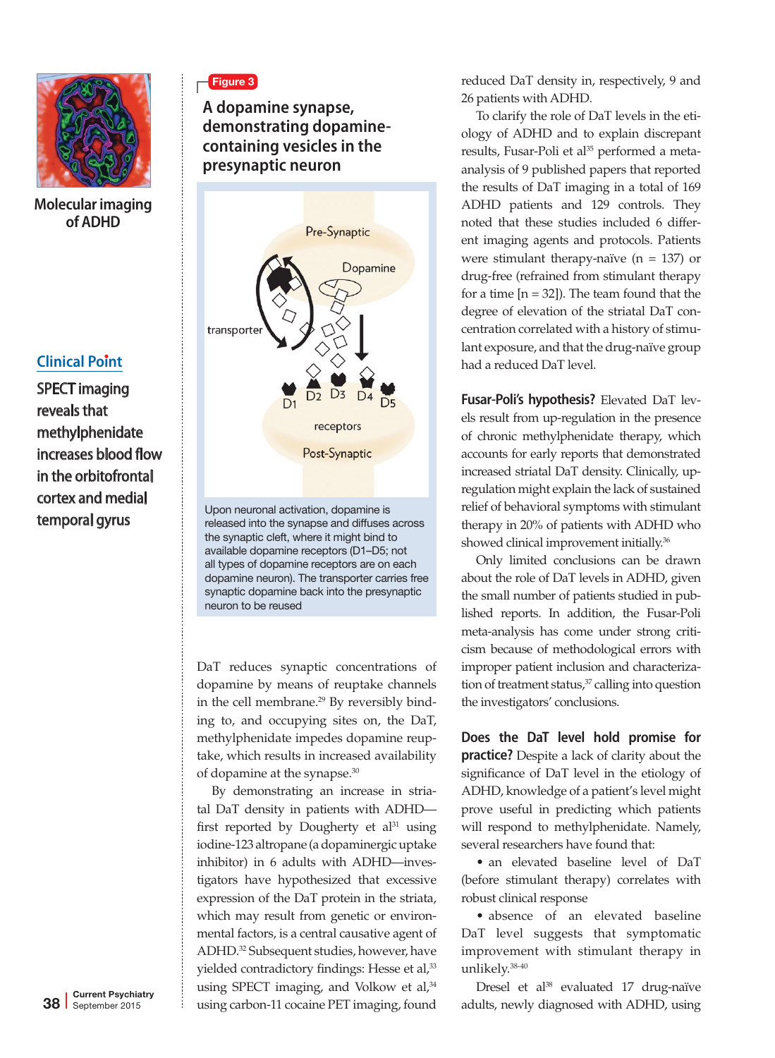Molecular imaging of ADHD

**Clinical Point**

SPECT imaging reveals that methylphenidate increases blood flow in the orbitofrontal cortex and medial temporal gyrus

**Figure 3**

**A dopamine synapse, demonstrating dopamine-containing vesicles in the presynaptic neuron**

Upon neuronal activation, dopamine is released into the synapse and diffuses across the synaptic cleft, where it might bind to available dopamine receptors (D1–D5; not all types of dopamine receptors are on each dopamine neuron). The transporter carries free synaptic dopamine back into the presynaptic neuron to be reused

DaT reduces synaptic concentrations of dopamine by means of reuptake channels in the cell membrane.[29] By reversibly binding to, and occupying sites on, the DaT, methylphenidate impedes dopamine reuptake, which results in increased availability of dopamine at the synapse.[30]

By demonstrating an increase in striatal DaT density in patients with ADHD—first reported by Dougherty et al[31] using iodine-123 altropane (a dopaminergic uptake inhibitor) in 6 adults with ADHD—investigators have hypothesized that excessive expression of the DaT protein in the striata, which may result from genetic or environmental factors, is a central causative agent of ADHD.[32] Subsequent studies, however, have yielded contradictory findings: Hesse et al,[33] using SPECT imaging, and Volkow et al,[34] using carbon-11 cocaine PET imaging, found reduced DaT density in, respectively, 9 and 26 patients with ADHD.

To clarify the role of DaT levels in the etiology of ADHD and to explain discrepant results, Fusar-Poli et al[35] performed a meta-analysis of 9 published papers that reported the results of DaT imaging in a total of 169 ADHD patients and 129 controls. They noted that these studies included 6 different imaging agents and protocols. Patients were stimulant therapy-naïve (n = 137) or drug-free (refrained from stimulant therapy for a time [n = 32]). The team found that the degree of elevation of the striatal DaT concentration correlated with a history of stimulant exposure, and that the drug-naïve group had a reduced DaT level.

**Fusar-Poli's hypothesis?** Elevated DaT levels result from up-regulation in the presence of chronic methylphenidate therapy, which accounts for early reports that demonstrated increased striatal DaT density. Clinically, up-regulation might explain the lack of sustained relief of behavioral symptoms with stimulant therapy in 20% of patients with ADHD who showed clinical improvement initially.[36]

Only limited conclusions can be drawn about the role of DaT levels in ADHD, given the small number of patients studied in published reports. In addition, the Fusar-Poli meta-analysis has come under strong criticism because of methodological errors with improper patient inclusion and characterization of treatment status,[37] calling into question the investigators' conclusions.

**Does the DaT level hold promise for practice?** Despite a lack of clarity about the significance of DaT level in the etiology of ADHD, knowledge of a patient's level might prove useful in predicting which patients will respond to methylphenidate. Namely, several researchers have found that:

- an elevated baseline level of DaT (before stimulant therapy) correlates with robust clinical response
- absence of an elevated baseline DaT level suggests that symptomatic improvement with stimulant therapy in unlikely.[38-40]

Dresel et al[38] evaluated 17 drug-naïve adults, newly diagnosed with ADHD, using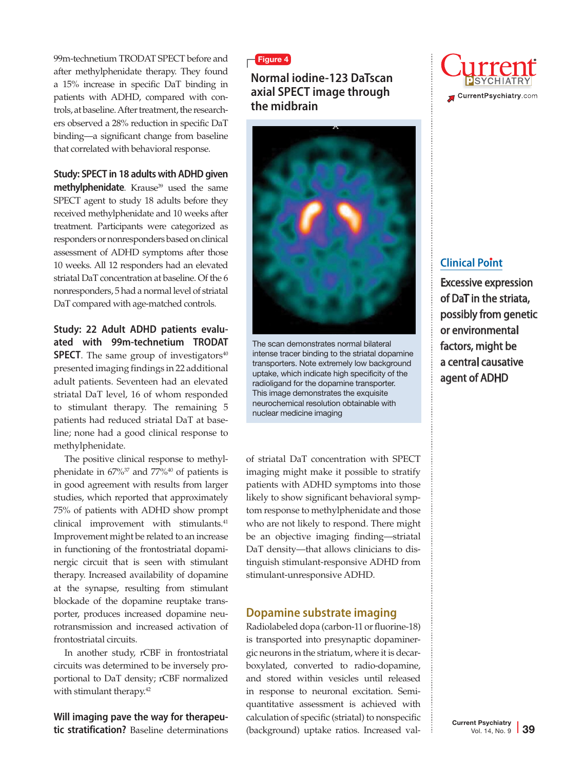99m-technetium TRODAT SPECT before and after methylphenidate therapy. They found a 15% increase in specific DaT binding in patients with ADHD, compared with controls, at baseline. After treatment, the researchers observed a 28% reduction in specific DaT binding—a significant change from baseline that correlated with behavioral response.

**Study: SPECT in 18 adults with ADHD given methylphenidate**. Krause[39] used the same SPECT agent to study 18 adults before they received methylphenidate and 10 weeks after treatment. Participants were categorized as responders or nonresponders based on clinical assessment of ADHD symptoms after those 10 weeks. All 12 responders had an elevated striatal DaT concentration at baseline. Of the 6 nonresponders, 5 had a normal level of striatal DaT compared with age-matched controls.

**Study: 22 Adult ADHD patients evaluated with 99m-technetium TRODAT SPECT**. The same group of investigators[40] presented imaging findings in 22 additional adult patients. Seventeen had an elevated striatal DaT level, 16 of whom responded to stimulant therapy. The remaining 5 patients had reduced striatal DaT at baseline; none had a good clinical response to methylphenidate.

The positive clinical response to methylphenidate in 67%[37] and 77%[40] of patients is in good agreement with results from larger studies, which reported that approximately 75% of patients with ADHD show prompt clinical improvement with stimulants.[41] Improvement might be related to an increase in functioning of the frontostriatal dopaminergic circuit that is seen with stimulant therapy. Increased availability of dopamine at the synapse, resulting from stimulant blockade of the dopamine reuptake transporter, produces increased dopamine neurotransmission and increased activation of frontostriatal circuits.

In another study, rCBF in frontostriatal circuits was determined to be inversely proportional to DaT density; rCBF normalized with stimulant therapy.[42]

**Will imaging pave the way for therapeutic stratification?** Baseline determinations of striatal DaT concentration with SPECT imaging might make it possible to stratify patients with ADHD symptoms into those likely to show significant behavioral symptom response to methylphenidate and those who are not likely to respond. There might be an objective imaging finding—striatal DaT density—that allows clinicians to distinguish stimulant-responsive ADHD from stimulant-unresponsive ADHD.

**Figure 4**

**Normal iodine-123 DaTscan axial SPECT image through the midbrain**

The scan demonstrates normal bilateral intense tracer binding to the striatal dopamine transporters. Note extremely low background uptake, which indicate high specificity of the radioligand for the dopamine transporter. This image demonstrates the exquisite neurochemical resolution obtainable with nuclear medicine imaging

**Clinical Point**

**Excessive expression of DaT in the striata, possibly from genetic or environmental factors, might be a central causative agent of ADHD**

## Dopamine substrate imaging

Radiolabeled dopa (carbon-11 or fluorine-18) is transported into presynaptic dopaminergic neurons in the striatum, where it is decarboxylated, converted to radio-dopamine, and stored within vesicles until released in response to neuronal excitation. Semi-quantitative assessment is achieved with calculation of specific (striatal) to nonspecific (background) uptake ratios. Increased val-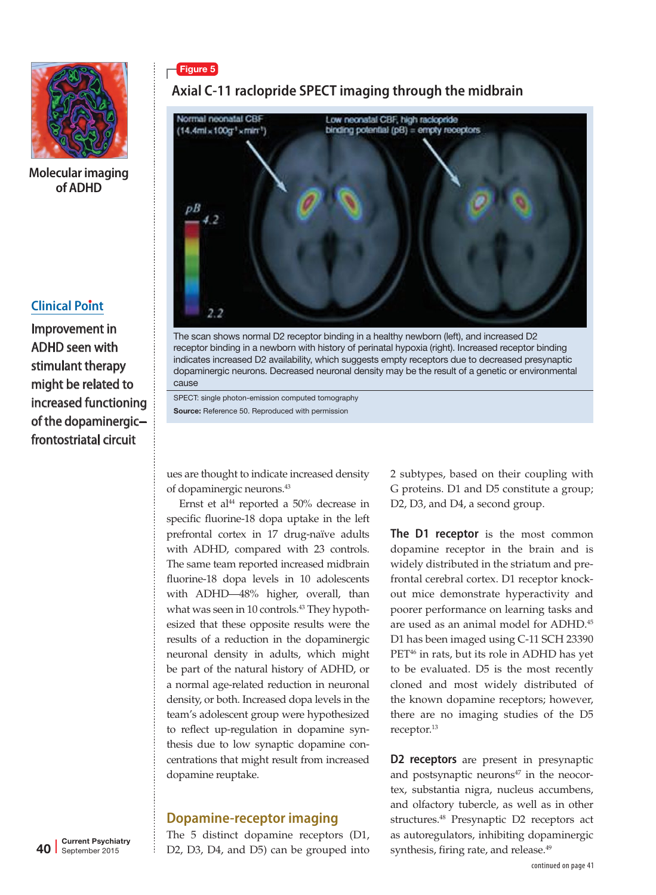Molecular imaging of ADHD

## Clinical Point

Improvement in ADHD seen with stimulant therapy might be related to increased functioning of the dopaminergic–frontostriatal circuit

**Figure 5**

### Axial C-11 raclopride SPECT imaging through the midbrain

The scan shows normal D2 receptor binding in a healthy newborn (left), and increased D2 receptor binding in a newborn with history of perinatal hypoxia (right). Increased receptor binding indicates increased D2 availability, which suggests empty receptors due to decreased presynaptic dopaminergic neurons. Decreased neuronal density may be the result of a genetic or environmental cause

SPECT: single photon-emission computed tomography

**Source:** Reference 50. Reproduced with permission

ues are thought to indicate increased density of dopaminergic neurons.[43]

Ernst et al[44] reported a 50% decrease in specific fluorine-18 dopa uptake in the left prefrontal cortex in 17 drug-naïve adults with ADHD, compared with 23 controls. The same team reported increased midbrain fluorine-18 dopa levels in 10 adolescents with ADHD—48% higher, overall, than what was seen in 10 controls.[43] They hypothesized that these opposite results were the results of a reduction in the dopaminergic neuronal density in adults, which might be part of the natural history of ADHD, or a normal age-related reduction in neuronal density, or both. Increased dopa levels in the team's adolescent group were hypothesized to reflect up-regulation in dopamine synthesis due to low synaptic dopamine concentrations that might result from increased dopamine reuptake.

## Dopamine-receptor imaging

The 5 distinct dopamine receptors (D1, D2, D3, D4, and D5) can be grouped into 2 subtypes, based on their coupling with G proteins. D1 and D5 constitute a group; D2, D3, and D4, a second group.

**The D1 receptor** is the most common dopamine receptor in the brain and is widely distributed in the striatum and prefrontal cerebral cortex. D1 receptor knockout mice demonstrate hyperactivity and poorer performance on learning tasks and are used as an animal model for ADHD.[45] D1 has been imaged using C-11 SCH 23390 PET[46] in rats, but its role in ADHD has yet to be evaluated. D5 is the most recently cloned and most widely distributed of the known dopamine receptors; however, there are no imaging studies of the D5 receptor.[13]

**D2 receptors** are present in presynaptic and postsynaptic neurons[47] in the neocortex, substantia nigra, nucleus accumbens, and olfactory tubercle, as well as in other structures.[48] Presynaptic D2 receptors act as autoregulators, inhibiting dopaminergic synthesis, firing rate, and release.[49]

continued on page 41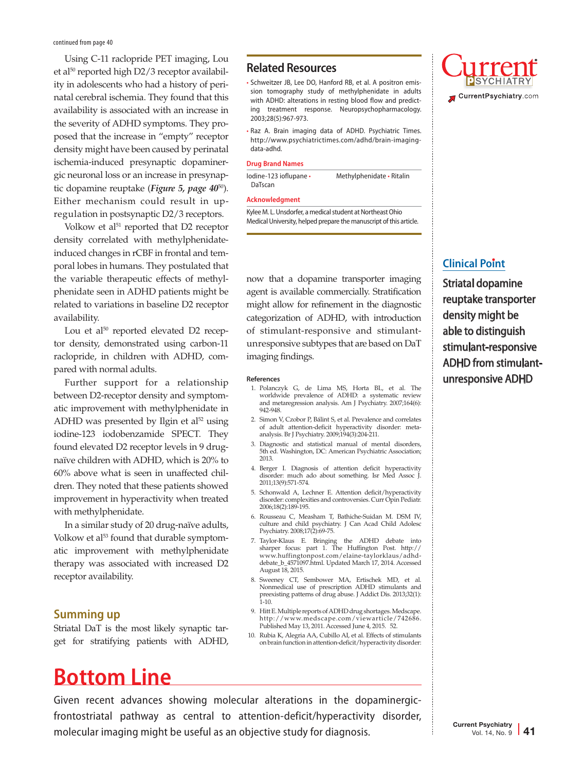continued from page 40

Using C-11 raclopride PET imaging, Lou et al[50] reported high D2/3 receptor availability in adolescents who had a history of perinatal cerebral ischemia. They found that this availability is associated with an increase in the severity of ADHD symptoms. They proposed that the increase in "empty" receptor density might have been caused by perinatal ischemia-induced presynaptic dopaminergic neuronal loss or an increase in presynaptic dopamine reuptake (***Figure 5, page 40***[50]). Either mechanism could result in upregulation in postsynaptic D2/3 receptors.

Volkow et al[51] reported that D2 receptor density correlated with methylphenidate-induced changes in rCBF in frontal and temporal lobes in humans. They postulated that the variable therapeutic effects of methylphenidate seen in ADHD patients might be related to variations in baseline D2 receptor availability.

Lou et al[50] reported elevated D2 receptor density, demonstrated using carbon-11 raclopride, in children with ADHD, compared with normal adults.

Further support for a relationship between D2-receptor density and symptomatic improvement with methylphenidate in ADHD was presented by Ilgin et al[52] using iodine-123 iodobenzamide SPECT. They found elevated D2 receptor levels in 9 drug-naïve children with ADHD, which is 20% to 60% above what is seen in unaffected children. They noted that these patients showed improvement in hyperactivity when treated with methylphenidate.

In a similar study of 20 drug-naïve adults, Volkow et al[53] found that durable symptomatic improvement with methylphenidate therapy was associated with increased D2 receptor availability.

## Summing up

Striatal DaT is the most likely synaptic target for stratifying patients with ADHD, now that a dopamine transporter imaging agent is available commercially. Stratification might allow for refinement in the diagnostic categorization of ADHD, with introduction of stimulant-responsive and stimulant-unresponsive subtypes that are based on DaT imaging findings.

## Related Resources

- Schweitzer JB, Lee DO, Hanford RB, et al. A positron emission tomography study of methylphenidate in adults with ADHD: alterations in resting blood flow and predicting treatment response. Neuropsychopharmacology. 2003;28(5):967-973.
- Raz A. Brain imaging data of ADHD. Psychiatric Times. http://www.psychiatrictimes.com/adhd/brain-imaging-data-adhd.

### Drug Brand Names

Iodine-123 ioflupane • DaTscan
Methylphenidate • Ritalin

### Acknowledgment

Kylee M. L. Unsdorfer, a medical student at Northeast Ohio Medical University, helped prepare the manuscript of this article.

## Clinical Point

Striatal dopamine reuptake transporter density might be able to distinguish stimulant-responsive ADHD from stimulant-unresponsive ADHD

### References

1. Polanczyk G, de Lima MS, Horta BL, et al. The worldwide prevalence of ADHD: a systematic review and metaregression analysis. Am J Psychiatry. 2007;164(6):942-948.
2. Simon V, Czobor P, Bálint S, et al. Prevalence and correlates of adult attention-deficit hyperactivity disorder: meta-analysis. Br J Psychiatry. 2009;194(3):204-211.
3. Diagnostic and statistical manual of mental disorders, 5th ed. Washington, DC: American Psychiatric Association; 2013.
4. Berger I. Diagnosis of attention deficit hyperactivity disorder: much ado about something. Isr Med Assoc J. 2011;13(9):571-574.
5. Schonwald A, Lechner E. Attention deficit/hyperactivity disorder: complexities and controversies. Curr Opin Pediatr. 2006;18(2):189-195.
6. Rousseau C, Measham T, Bathiche-Suidan M. DSM IV, culture and child psychiatry. J Can Acad Child Adolesc Psychiatry. 2008;17(2):69-75.
7. Taylor-Klaus E. Bringing the ADHD debate into sharper focus: part 1. The Huffington Post. http://www.huffingtonpost.com/elaine-taylorklaus/adhd-debate_b_4571097.html. Updated March 17, 2014. Accessed August 18, 2015.
8. Sweeney CT, Sembower MA, Ertischek MD, et al. Nonmedical use of prescription ADHD stimulants and preexisting patterns of drug abuse. J Addict Dis. 2013;32(1):1-10.
9. Hitt E. Multiple reports of ADHD drug shortages. Medscape. http://www.medscape.com/viewarticle/742686. Published May 13, 2011. Accessed June 4, 2015. 52.
10. Rubia K, Alegria AA, Cubillo AI, et al. Effects of stimulants on brain function in attention-deficit/hyperactivity disorder:

# Bottom Line

Given recent advances showing molecular alterations in the dopaminergic-frontostriatal pathway as central to attention-deficit/hyperactivity disorder, molecular imaging might be useful as an objective study for diagnosis.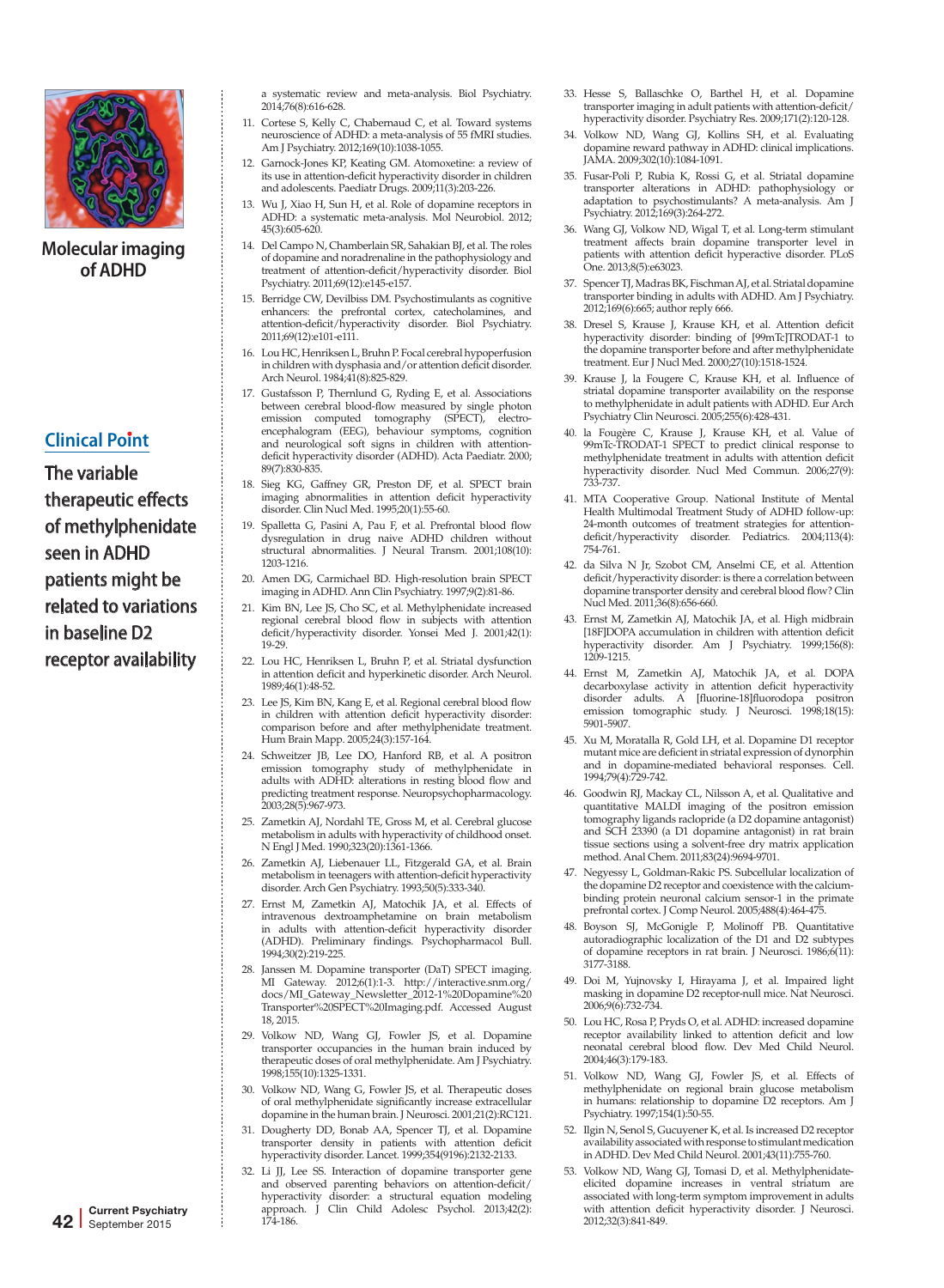Molecular imaging of ADHD

**Clinical Point**

**The variable therapeutic effects of methylphenidate seen in ADHD patients might be related to variations in baseline D2 receptor availability**

a systematic review and meta-analysis. Biol Psychiatry. 2014;76(8):616-628.

11. Cortese S, Kelly C, Chabernaud C, et al. Toward systems neuroscience of ADHD: a meta-analysis of 55 fMRI studies. Am J Psychiatry. 2012;169(10):1038-1055.
12. Garnock-Jones KP, Keating GM. Atomoxetine: a review of its use in attention-deficit hyperactivity disorder in children and adolescents. Paediatr Drugs. 2009;11(3):203-226.
13. Wu J, Xiao H, Sun H, et al. Role of dopamine receptors in ADHD: a systematic meta-analysis. Mol Neurobiol. 2012;45(3):605-620.
14. Del Campo N, Chamberlain SR, Sahakian BJ, et al. The roles of dopamine and noradrenaline in the pathophysiology and treatment of attention-deficit/hyperactivity disorder. Biol Psychiatry. 2011;69(12):e145-e157.
15. Berridge CW, Devilbiss DM. Psychostimulants as cognitive enhancers: the prefrontal cortex, catecholamines, and attention-deficit/hyperactivity disorder. Biol Psychiatry. 2011;69(12):e101-e111.
16. Lou HC, Henriksen L, Bruhn P. Focal cerebral hypoperfusion in children with dysphasia and/or attention deficit disorder. Arch Neurol. 1984;41(8):825-829.
17. Gustafsson P, Thernlund G, Ryding E, et al. Associations between cerebral blood-flow measured by single photon emission computed tomography (SPECT), electro-encephalogram (EEG), behaviour symptoms, cognition and neurological soft signs in children with attention-deficit hyperactivity disorder (ADHD). Acta Paediatr. 2000;89(7):830-835.
18. Sieg KG, Gaffney GR, Preston DF, et al. SPECT brain imaging abnormalities in attention deficit hyperactivity disorder. Clin Nucl Med. 1995;20(1):55-60.
19. Spalletta G, Pasini A, Pau F, et al. Prefrontal blood flow dysregulation in drug naive ADHD children without structural abnormalities. J Neural Transm. 2001;108(10):1203-1216.
20. Amen DG, Carmichael BD. High-resolution brain SPECT imaging in ADHD. Ann Clin Psychiatry. 1997;9(2):81-86.
21. Kim BN, Lee JS, Cho SC, et al. Methylphenidate increased regional cerebral blood flow in subjects with attention deficit/hyperactivity disorder. Yonsei Med J. 2001;42(1):19-29.
22. Lou HC, Henriksen L, Bruhn P, et al. Striatal dysfunction in attention deficit and hyperkinetic disorder. Arch Neurol. 1989;46(1):48-52.
23. Lee JS, Kim BN, Kang E, et al. Regional cerebral blood flow in children with attention deficit hyperactivity disorder: comparison before and after methylphenidate treatment. Hum Brain Mapp. 2005;24(3):157-164.
24. Schweitzer JB, Lee DO, Hanford RB, et al. A positron emission tomography study of methylphenidate in adults with ADHD: alterations in resting blood flow and predicting treatment response. Neuropsychopharmacology. 2003;28(5):967-973.
25. Zametkin AJ, Nordahl TE, Gross M, et al. Cerebral glucose metabolism in adults with hyperactivity of childhood onset. N Engl J Med. 1990;323(20):1361-1366.
26. Zametkin AJ, Liebenauer LL, Fitzgerald GA, et al. Brain metabolism in teenagers with attention-deficit hyperactivity disorder. Arch Gen Psychiatry. 1993;50(5):333-340.
27. Ernst M, Zametkin AJ, Matochik JA, et al. Effects of intravenous dextroamphetamine on brain metabolism in adults with attention-deficit hyperactivity disorder (ADHD). Preliminary findings. Psychopharmacol Bull. 1994;30(2):219-225.
28. Janssen M. Dopamine transporter (DaT) SPECT imaging. MI Gateway. 2012;6(1):1-3. http://interactive.snm.org/docs/MI_Gateway_Newsletter_2012-1%20Dopamine%20Transporter%20SPECT%20Imaging.pdf. Accessed August 18, 2015.
29. Volkow ND, Wang GJ, Fowler JS, et al. Dopamine transporter occupancies in the human brain induced by therapeutic doses of oral methylphenidate. Am J Psychiatry. 1998;155(10):1325-1331.
30. Volkow ND, Wang G, Fowler JS, et al. Therapeutic doses of oral methylphenidate significantly increase extracellular dopamine in the human brain. J Neurosci. 2001;21(2):RC121.
31. Dougherty DD, Bonab AA, Spencer TJ, et al. Dopamine transporter density in patients with attention deficit hyperactivity disorder. Lancet. 1999;354(9196):2132-2133.
32. Li JJ, Lee SS. Interaction of dopamine transporter gene and observed parenting behaviors on attention-deficit/hyperactivity disorder: a structural equation modeling approach. J Clin Child Adolesc Psychol. 2013;42(2):174-186.
33. Hesse S, Ballaschke O, Barthel H, et al. Dopamine transporter imaging in adult patients with attention-deficit/hyperactivity disorder. Psychiatry Res. 2009;171(2):120-128.
34. Volkow ND, Wang GJ, Kollins SH, et al. Evaluating dopamine reward pathway in ADHD: clinical implications. JAMA. 2009;302(10):1084-1091.
35. Fusar-Poli P, Rubia K, Rossi G, et al. Striatal dopamine transporter alterations in ADHD: pathophysiology or adaptation to psychostimulants? A meta-analysis. Am J Psychiatry. 2012;169(3):264-272.
36. Wang GJ, Volkow ND, Wigal T, et al. Long-term stimulant treatment affects brain dopamine transporter level in patients with attention deficit hyperactive disorder. PLoS One. 2013;8(5):e63023.
37. Spencer TJ, Madras BK, Fischman AJ, et al. Striatal dopamine transporter binding in adults with ADHD. Am J Psychiatry. 2012;169(6):665; author reply 666.
38. Dresel S, Krause J, Krause KH, et al. Attention deficit hyperactivity disorder: binding of [99mTc]TRODAT-1 to the dopamine transporter before and after methylphenidate treatment. Eur J Nucl Med. 2000;27(10):1518-1524.
39. Krause J, la Fougere C, Krause KH, et al. Influence of striatal dopamine transporter availability on the response to methylphenidate in adult patients with ADHD. Eur Arch Psychiatry Clin Neurosci. 2005;255(6):428-431.
40. la Fougère C, Krause J, Krause KH, et al. Value of 99mTc-TRODAT-1 SPECT to predict clinical response to methylphenidate treatment in adults with attention deficit hyperactivity disorder. Nucl Med Commun. 2006;27(9):733-737.
41. MTA Cooperative Group. National Institute of Mental Health Multimodal Treatment Study of ADHD follow-up: 24-month outcomes of treatment strategies for attention-deficit/hyperactivity disorder. Pediatrics. 2004;113(4):754-761.
42. da Silva N Jr, Szobot CM, Anselmi CE, et al. Attention deficit/hyperactivity disorder: is there a correlation between dopamine transporter density and cerebral blood flow? Clin Nucl Med. 2011;36(8):656-660.
43. Ernst M, Zametkin AJ, Matochik JA, et al. High midbrain [18F]DOPA accumulation in children with attention deficit hyperactivity disorder. Am J Psychiatry. 1999;156(8):1209-1215.
44. Ernst M, Zametkin AJ, Matochik JA, et al. DOPA decarboxylase activity in attention deficit hyperactivity disorder adults. A [fluorine-18]fluorodopa positron emission tomographic study. J Neurosci. 1998;18(15):5901-5907.
45. Xu M, Moratalla R, Gold LH, et al. Dopamine D1 receptor mutant mice are deficient in striatal expression of dynorphin and in dopamine-mediated behavioral responses. Cell. 1994;79(4):729-742.
46. Goodwin RJ, Mackay CL, Nilsson A, et al. Qualitative and quantitative MALDI imaging of the positron emission tomography ligands raclopride (a D2 dopamine antagonist) and SCH 23390 (a D1 dopamine antagonist) in rat brain tissue sections using a solvent-free dry matrix application method. Anal Chem. 2011;83(24):9694-9701.
47. Negyessy L, Goldman-Rakic PS. Subcellular localization of the dopamine D2 receptor and coexistence with the calcium-binding protein neuronal calcium sensor-1 in the primate prefrontal cortex. J Comp Neurol. 2005;488(4):464-475.
48. Boyson SJ, McGonigle P, Molinoff PB. Quantitative autoradiographic localization of the D1 and D2 subtypes of dopamine receptors in rat brain. J Neurosci. 1986;6(11):3177-3188.
49. Doi M, Yujnovsky I, Hirayama J, et al. Impaired light masking in dopamine D2 receptor-null mice. Nat Neurosci. 2006;9(6):732-734.
50. Lou HC, Rosa P, Pryds O, et al. ADHD: increased dopamine receptor availability linked to attention deficit and low neonatal cerebral blood flow. Dev Med Child Neurol. 2004;46(3):179-183.
51. Volkow ND, Wang GJ, Fowler JS, et al. Effects of methylphenidate on regional brain glucose metabolism in humans: relationship to dopamine D2 receptors. Am J Psychiatry. 1997;154(1):50-55.
52. Ilgin N, Senol S, Gucuyener K, et al. Is increased D2 receptor availability associated with response to stimulant medication in ADHD. Dev Med Child Neurol. 2001;43(11):755-760.
53. Volkow ND, Wang GJ, Tomasi D, et al. Methylphenidate-elicited dopamine increases in ventral striatum are associated with long-term symptom improvement in adults with attention deficit hyperactivity disorder. J Neurosci. 2012;32(3):841-849.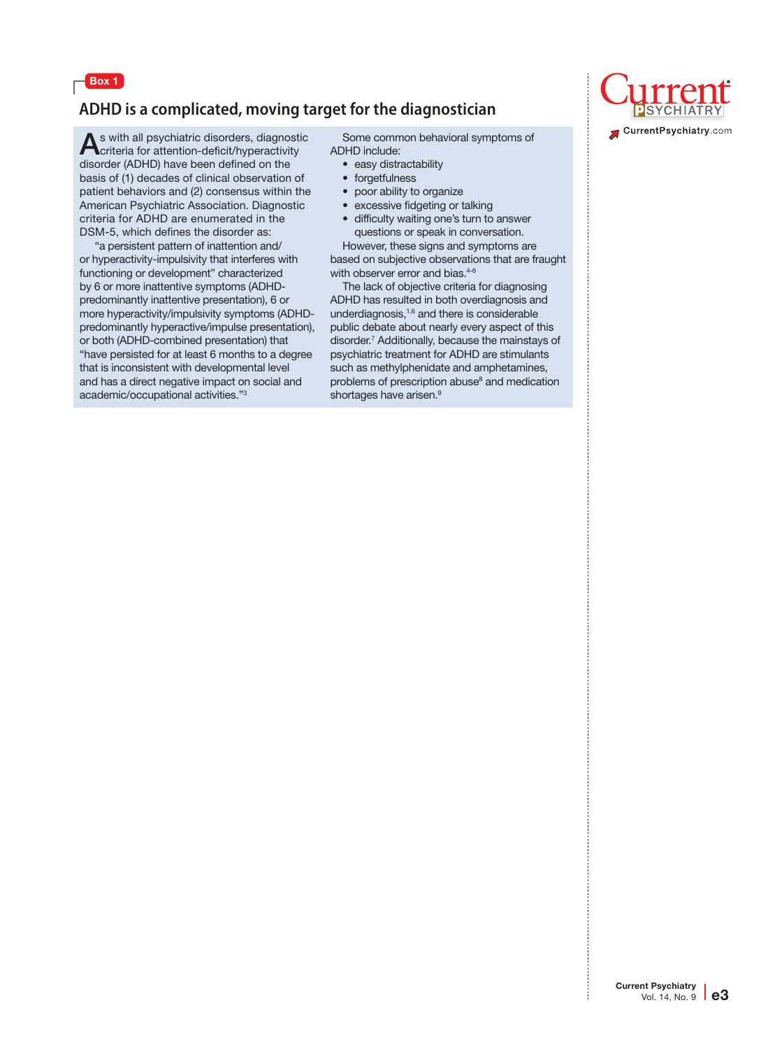Box 1

## ADHD is a complicated, moving target for the diagnostician

As with all psychiatric disorders, diagnostic criteria for attention-deficit/hyperactivity disorder (ADHD) have been defined on the basis of (1) decades of clinical observation of patient behaviors and (2) consensus within the American Psychiatric Association. Diagnostic criteria for ADHD are enumerated in the DSM-5, which defines the disorder as:

"a persistent pattern of inattention and/or hyperactivity-impulsivity that interferes with functioning or development" characterized by 6 or more inattentive symptoms (ADHD-predominantly inattentive presentation), 6 or more hyperactivity/impulsivity symptoms (ADHD-predominantly hyperactive/impulse presentation), or both (ADHD-combined presentation) that "have persisted for at least 6 months to a degree that is inconsistent with developmental level and has a direct negative impact on social and academic/occupational activities."[3]

Some common behavioral symptoms of ADHD include:

- easy distractability
- forgetfulness
- poor ability to organize
- excessive fidgeting or talking
- difficulty waiting one's turn to answer questions or speak in conversation.

However, these signs and symptoms are based on subjective observations that are fraught with observer error and bias.[4-6]

The lack of objective criteria for diagnosing ADHD has resulted in both overdiagnosis and underdiagnosis,[1,6] and there is considerable public debate about nearly every aspect of this disorder.[7] Additionally, because the mainstays of psychiatric treatment for ADHD are stimulants such as methylphenidate and amphetamines, problems of prescription abuse[8] and medication shortages have arisen.[9]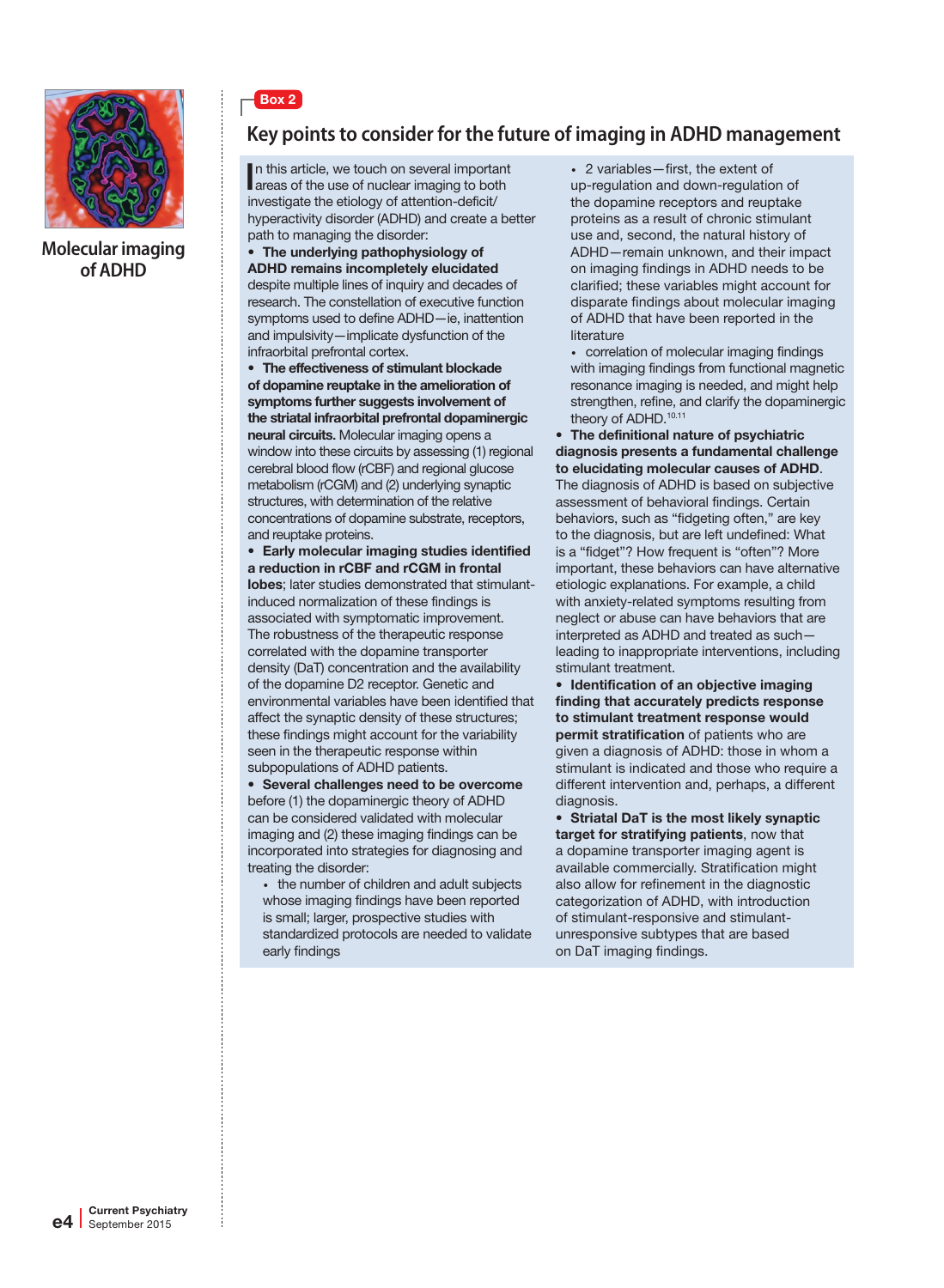Box 2

## Key points to consider for the future of imaging in ADHD management

In this article, we touch on several important areas of the use of nuclear imaging to both investigate the etiology of attention-deficit/hyperactivity disorder (ADHD) and create a better path to managing the disorder:

- **The underlying pathophysiology of ADHD remains incompletely elucidated** despite multiple lines of inquiry and decades of research. The constellation of executive function symptoms used to define ADHD—ie, inattention and impulsivity—implicate dysfunction of the infraorbital prefrontal cortex.
- **The effectiveness of stimulant blockade of dopamine reuptake in the amelioration of symptoms further suggests involvement of the striatal infraorbital prefrontal dopaminergic neural circuits.** Molecular imaging opens a window into these circuits by assessing (1) regional cerebral blood flow (rCBF) and regional glucose metabolism (rCGM) and (2) underlying synaptic structures, with determination of the relative concentrations of dopamine substrate, receptors, and reuptake proteins.
- **Early molecular imaging studies identified a reduction in rCBF and rCGM in frontal lobes**; later studies demonstrated that stimulant-induced normalization of these findings is associated with symptomatic improvement. The robustness of the therapeutic response correlated with the dopamine transporter density (DaT) concentration and the availability of the dopamine D2 receptor. Genetic and environmental variables have been identified that affect the synaptic density of these structures; these findings might account for the variability seen in the therapeutic response within subpopulations of ADHD patients.
- **Several challenges need to be overcome** before (1) the dopaminergic theory of ADHD can be considered validated with molecular imaging and (2) these imaging findings can be incorporated into strategies for diagnosing and treating the disorder:
  - the number of children and adult subjects whose imaging findings have been reported is small; larger, prospective studies with standardized protocols are needed to validate early findings
  - 2 variables—first, the extent of up-regulation and down-regulation of the dopamine receptors and reuptake proteins as a result of chronic stimulant use and, second, the natural history of ADHD—remain unknown, and their impact on imaging findings in ADHD needs to be clarified; these variables might account for disparate findings about molecular imaging of ADHD that have been reported in the literature
  - correlation of molecular imaging findings with imaging findings from functional magnetic resonance imaging is needed, and might help strengthen, refine, and clarify the dopaminergic theory of ADHD.[10,11]
- **The definitional nature of psychiatric diagnosis presents a fundamental challenge to elucidating molecular causes of ADHD**. The diagnosis of ADHD is based on subjective assessment of behavioral findings. Certain behaviors, such as "fidgeting often," are key to the diagnosis, but are left undefined: What is a "fidget"? How frequent is "often"? More important, these behaviors can have alternative etiologic explanations. For example, a child with anxiety-related symptoms resulting from neglect or abuse can have behaviors that are interpreted as ADHD and treated as such—leading to inappropriate interventions, including stimulant treatment.
- **Identification of an objective imaging finding that accurately predicts response to stimulant treatment would permit stratification** of patients who are given a diagnosis of ADHD: those in whom a stimulant is indicated and those who require a different intervention and, perhaps, a different diagnosis.
- **Striatal DaT is the most likely synaptic target for stratifying patients**, now that a dopamine transporter imaging agent is available commercially. Stratification might also allow for refinement in the diagnostic categorization of ADHD, with introduction of stimulant-responsive and stimulant-unresponsive subtypes that are based on DaT imaging findings.